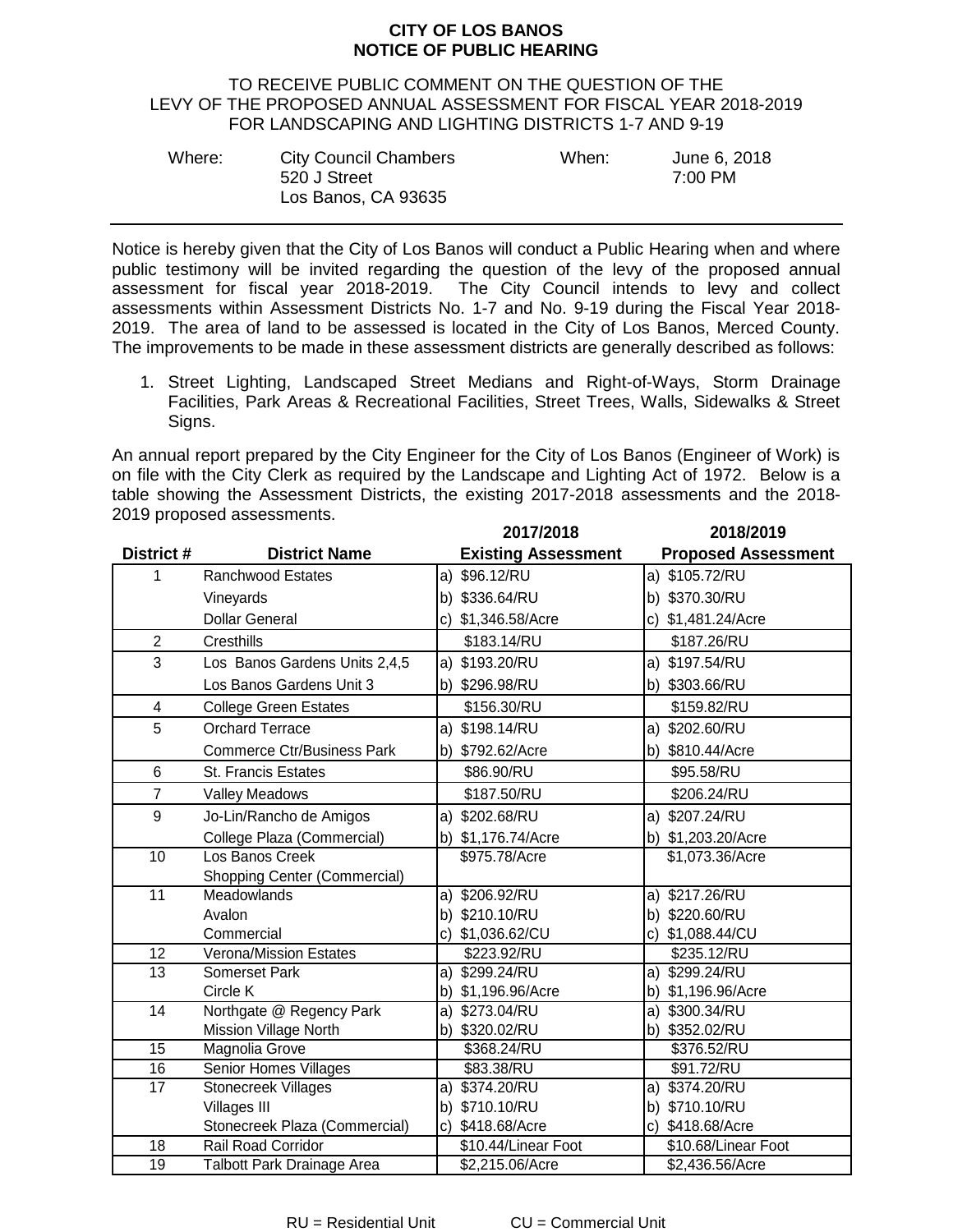**CITY OF LOS BANOS**
**NOTICE OF PUBLIC HEARING**

TO RECEIVE PUBLIC COMMENT ON THE QUESTION OF THE LEVY OF THE PROPOSED ANNUAL ASSESSMENT FOR FISCAL YEAR 2018-2019 FOR LANDSCAPING AND LIGHTING DISTRICTS 1-7 AND 9-19

| Where: | City Council Chambers<br>520 J Street<br>Los Banos, CA 93635 | When: | June 6, 2018<br>7:00 PM |
|---|---|---|---|

---

Notice is hereby given that the City of Los Banos will conduct a Public Hearing when and where public testimony will be invited regarding the question of the levy of the proposed annual assessment for fiscal year 2018-2019. The City Council intends to levy and collect assessments within Assessment Districts No. 1-7 and No. 9-19 during the Fiscal Year 2018-2019. The area of land to be assessed is located in the City of Los Banos, Merced County. The improvements to be made in these assessment districts are generally described as follows:

1. Street Lighting, Landscaped Street Medians and Right-of-Ways, Storm Drainage Facilities, Park Areas & Recreational Facilities, Street Trees, Walls, Sidewalks & Street Signs.

An annual report prepared by the City Engineer for the City of Los Banos (Engineer of Work) is on file with the City Clerk as required by the Landscape and Lighting Act of 1972. Below is a table showing the Assessment Districts, the existing 2017-2018 assessments and the 2018-2019 proposed assessments.

| District # | District Name | 2017/2018 Existing Assessment | 2018/2019 Proposed Assessment |
|---|---|---|---|
| 1 | Ranchwood Estates | a) $96.12/RU | a) $105.72/RU |
| | Vineyards | b) $336.64/RU | b) $370.30/RU |
| | Dollar General | c) $1,346.58/Acre | c) $1,481.24/Acre |
| 2 | Cresthills | $183.14/RU | $187.26/RU |
| 3 | Los Banos Gardens Units 2,4,5 | a) $193.20/RU | a) $197.54/RU |
| | Los Banos Gardens Unit 3 | b) $296.98/RU | b) $303.66/RU |
| 4 | College Green Estates | $156.30/RU | $159.82/RU |
| 5 | Orchard Terrace | a) $198.14/RU | a) $202.60/RU |
| | Commerce Ctr/Business Park | b) $792.62/Acre | b) $810.44/Acre |
| 6 | St. Francis Estates | $86.90/RU | $95.58/RU |
| 7 | Valley Meadows | $187.50/RU | $206.24/RU |
| 9 | Jo-Lin/Rancho de Amigos | a) $202.68/RU | a) $207.24/RU |
| | College Plaza (Commercial) | b) $1,176.74/Acre | b) $1,203.20/Acre |
| 10 | Los Banos Creek Shopping Center (Commercial) | $975.78/Acre | $1,073.36/Acre |
| 11 | Meadowlands | a) $206.92/RU | a) $217.26/RU |
| | Avalon | b) $210.10/RU | b) $220.60/RU |
| | Commercial | c) $1,036.62/CU | c) $1,088.44/CU |
| 12 | Verona/Mission Estates | $223.92/RU | $235.12/RU |
| 13 | Somerset Park | a) $299.24/RU | a) $299.24/RU |
| | Circle K | b) $1,196.96/Acre | b) $1,196.96/Acre |
| 14 | Northgate @ Regency Park | a) $273.04/RU | a) $300.34/RU |
| | Mission Village North | b) $320.02/RU | b) $352.02/RU |
| 15 | Magnolia Grove | $368.24/RU | $376.52/RU |
| 16 | Senior Homes Villages | $83.38/RU | $91.72/RU |
| 17 | Stonecreek Villages | a) $374.20/RU | a) $374.20/RU |
| | Villages III | b) $710.10/RU | b) $710.10/RU |
| | Stonecreek Plaza (Commercial) | c) $418.68/Acre | c) $418.68/Acre |
| 18 | Rail Road Corridor | $10.44/Linear Foot | $10.68/Linear Foot |
| 19 | Talbott Park Drainage Area | $2,215.06/Acre | $2,436.56/Acre |

RU = Residential Unit CU = Commercial Unit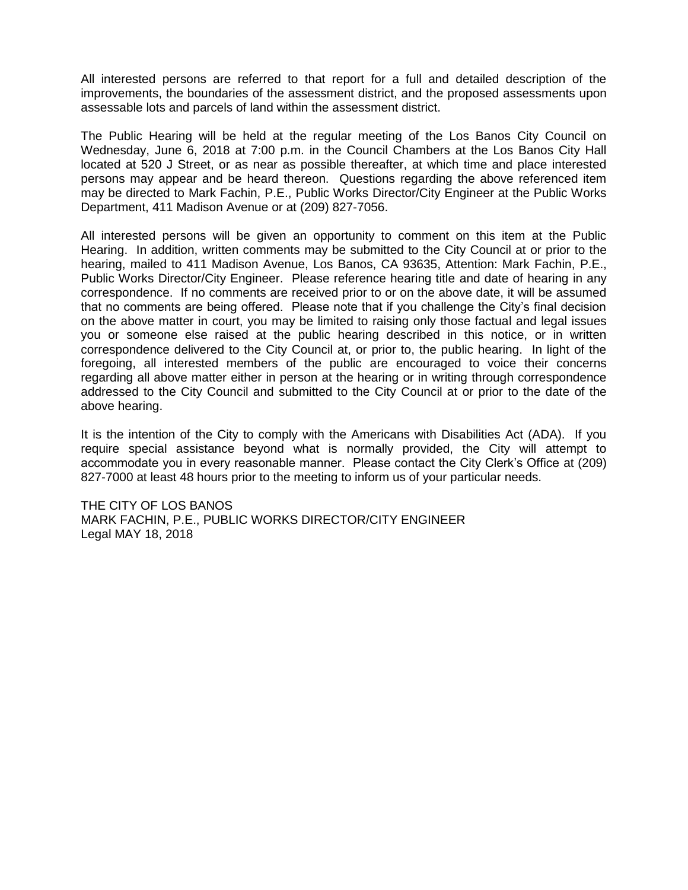All interested persons are referred to that report for a full and detailed description of the improvements, the boundaries of the assessment district, and the proposed assessments upon assessable lots and parcels of land within the assessment district.

The Public Hearing will be held at the regular meeting of the Los Banos City Council on Wednesday, June 6, 2018 at 7:00 p.m. in the Council Chambers at the Los Banos City Hall located at 520 J Street, or as near as possible thereafter, at which time and place interested persons may appear and be heard thereon. Questions regarding the above referenced item may be directed to Mark Fachin, P.E., Public Works Director/City Engineer at the Public Works Department, 411 Madison Avenue or at (209) 827-7056.

All interested persons will be given an opportunity to comment on this item at the Public Hearing. In addition, written comments may be submitted to the City Council at or prior to the hearing, mailed to 411 Madison Avenue, Los Banos, CA 93635, Attention: Mark Fachin, P.E., Public Works Director/City Engineer. Please reference hearing title and date of hearing in any correspondence. If no comments are received prior to or on the above date, it will be assumed that no comments are being offered. Please note that if you challenge the City's final decision on the above matter in court, you may be limited to raising only those factual and legal issues you or someone else raised at the public hearing described in this notice, or in written correspondence delivered to the City Council at, or prior to, the public hearing. In light of the foregoing, all interested members of the public are encouraged to voice their concerns regarding all above matter either in person at the hearing or in writing through correspondence addressed to the City Council and submitted to the City Council at or prior to the date of the above hearing.

It is the intention of the City to comply with the Americans with Disabilities Act (ADA). If you require special assistance beyond what is normally provided, the City will attempt to accommodate you in every reasonable manner. Please contact the City Clerk's Office at (209) 827-7000 at least 48 hours prior to the meeting to inform us of your particular needs.

THE CITY OF LOS BANOS
MARK FACHIN, P.E., PUBLIC WORKS DIRECTOR/CITY ENGINEER
Legal MAY 18, 2018